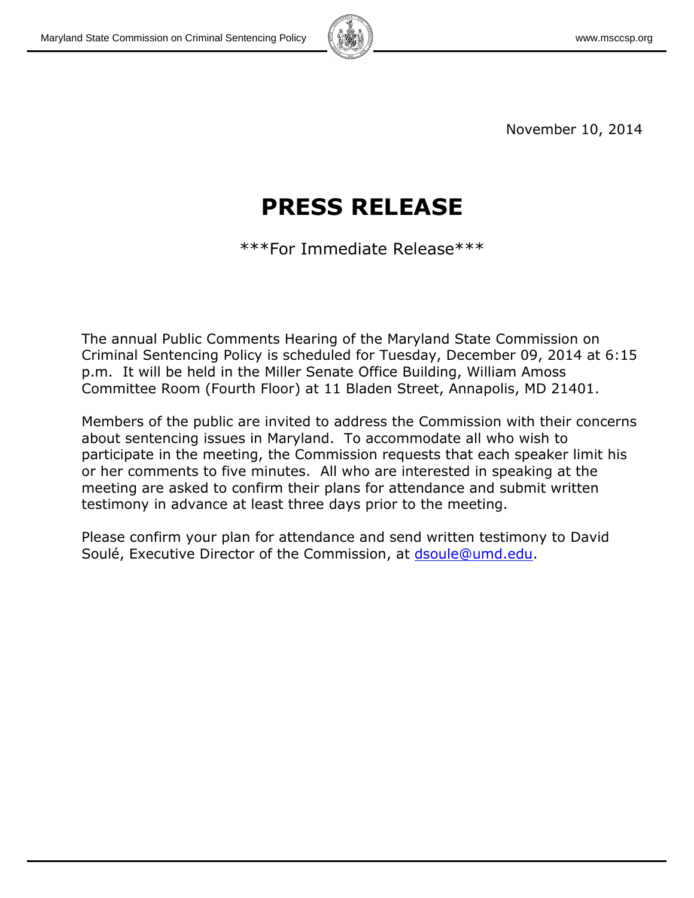November 10, 2014

# PRESS RELEASE

***For Immediate Release***

The annual Public Comments Hearing of the Maryland State Commission on Criminal Sentencing Policy is scheduled for Tuesday, December 09, 2014 at 6:15 p.m. It will be held in the Miller Senate Office Building, William Amoss Committee Room (Fourth Floor) at 11 Bladen Street, Annapolis, MD 21401.

Members of the public are invited to address the Commission with their concerns about sentencing issues in Maryland. To accommodate all who wish to participate in the meeting, the Commission requests that each speaker limit his or her comments to five minutes. All who are interested in speaking at the meeting are asked to confirm their plans for attendance and submit written testimony in advance at least three days prior to the meeting.

Please confirm your plan for attendance and send written testimony to David Soulé, Executive Director of the Commission, at dsoule@umd.edu.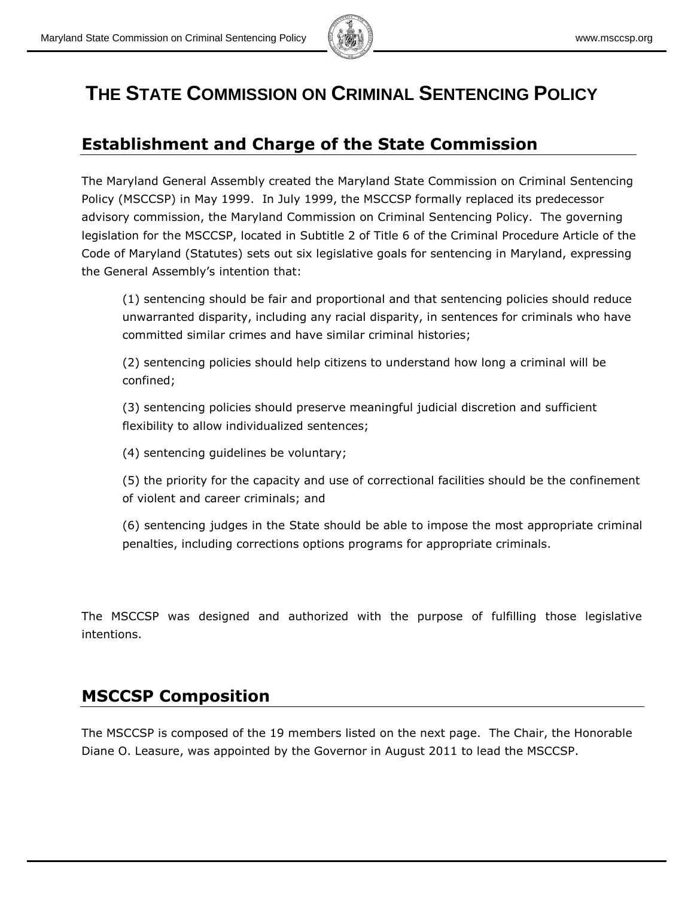# THE STATE COMMISSION ON CRIMINAL SENTENCING POLICY

## Establishment and Charge of the State Commission

The Maryland General Assembly created the Maryland State Commission on Criminal Sentencing Policy (MSCCSP) in May 1999. In July 1999, the MSCCSP formally replaced its predecessor advisory commission, the Maryland Commission on Criminal Sentencing Policy. The governing legislation for the MSCCSP, located in Subtitle 2 of Title 6 of the Criminal Procedure Article of the Code of Maryland (Statutes) sets out six legislative goals for sentencing in Maryland, expressing the General Assembly's intention that:

(1) sentencing should be fair and proportional and that sentencing policies should reduce unwarranted disparity, including any racial disparity, in sentences for criminals who have committed similar crimes and have similar criminal histories;

(2) sentencing policies should help citizens to understand how long a criminal will be confined;

(3) sentencing policies should preserve meaningful judicial discretion and sufficient flexibility to allow individualized sentences;

(4) sentencing guidelines be voluntary;

(5) the priority for the capacity and use of correctional facilities should be the confinement of violent and career criminals; and

(6) sentencing judges in the State should be able to impose the most appropriate criminal penalties, including corrections options programs for appropriate criminals.

The MSCCSP was designed and authorized with the purpose of fulfilling those legislative intentions.

## MSCCSP Composition

The MSCCSP is composed of the 19 members listed on the next page. The Chair, the Honorable Diane O. Leasure, was appointed by the Governor in August 2011 to lead the MSCCSP.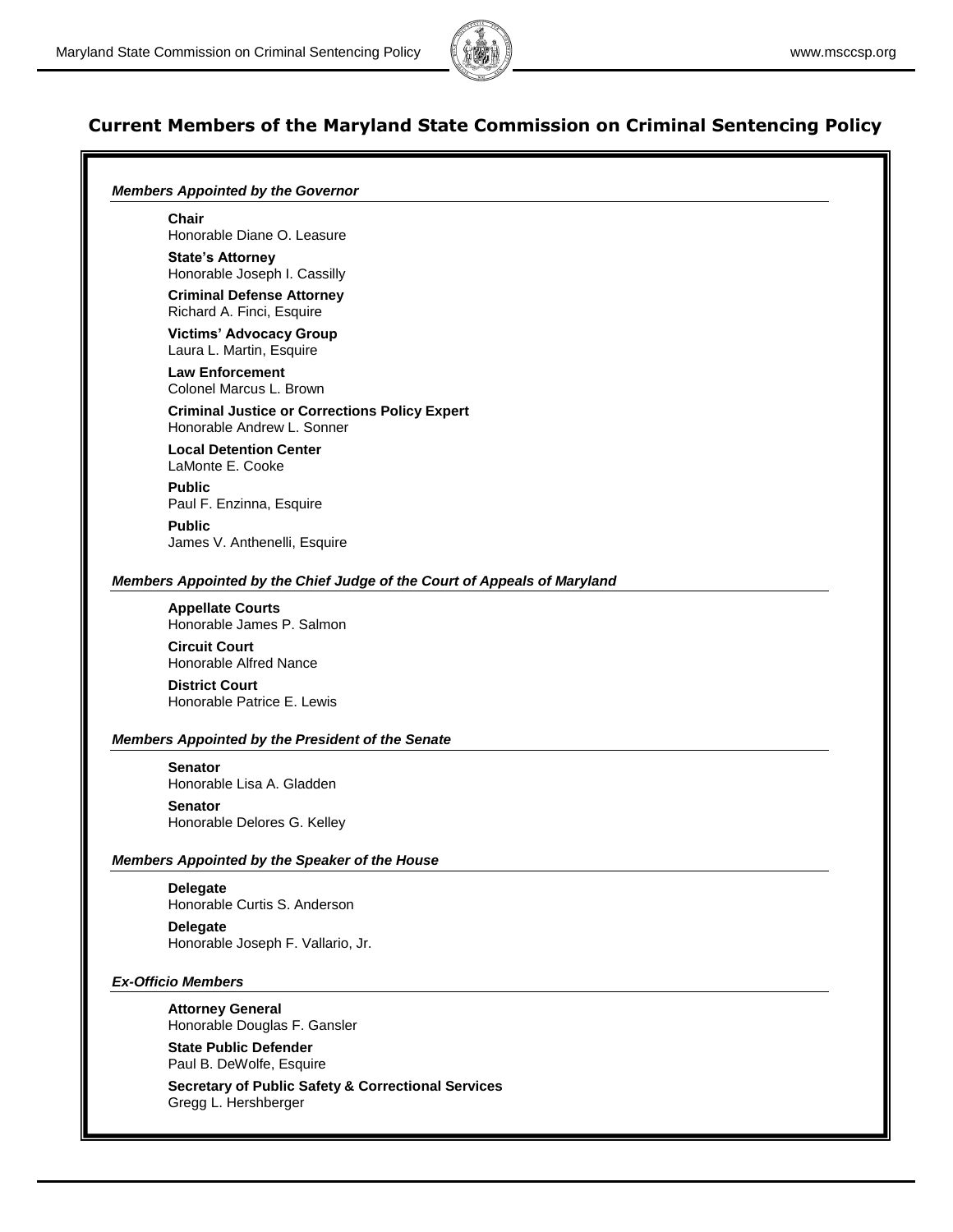# Current Members of the Maryland State Commission on Criminal Sentencing Policy

***Members Appointed by the Governor***

**Chair**
Honorable Diane O. Leasure

**State's Attorney**
Honorable Joseph I. Cassilly

**Criminal Defense Attorney**
Richard A. Finci, Esquire

**Victims' Advocacy Group**
Laura L. Martin, Esquire

**Law Enforcement**
Colonel Marcus L. Brown

**Criminal Justice or Corrections Policy Expert**
Honorable Andrew L. Sonner

**Local Detention Center**
LaMonte E. Cooke

**Public**
Paul F. Enzinna, Esquire

**Public**
James V. Anthenelli, Esquire

***Members Appointed by the Chief Judge of the Court of Appeals of Maryland***

**Appellate Courts**
Honorable James P. Salmon

**Circuit Court**
Honorable Alfred Nance

**District Court**
Honorable Patrice E. Lewis

***Members Appointed by the President of the Senate***

**Senator**
Honorable Lisa A. Gladden

**Senator**
Honorable Delores G. Kelley

***Members Appointed by the Speaker of the House***

**Delegate**
Honorable Curtis S. Anderson

**Delegate**
Honorable Joseph F. Vallario, Jr.

***Ex-Officio Members***

**Attorney General**
Honorable Douglas F. Gansler

**State Public Defender**
Paul B. DeWolfe, Esquire

**Secretary of Public Safety & Correctional Services**
Gregg L. Hershberger